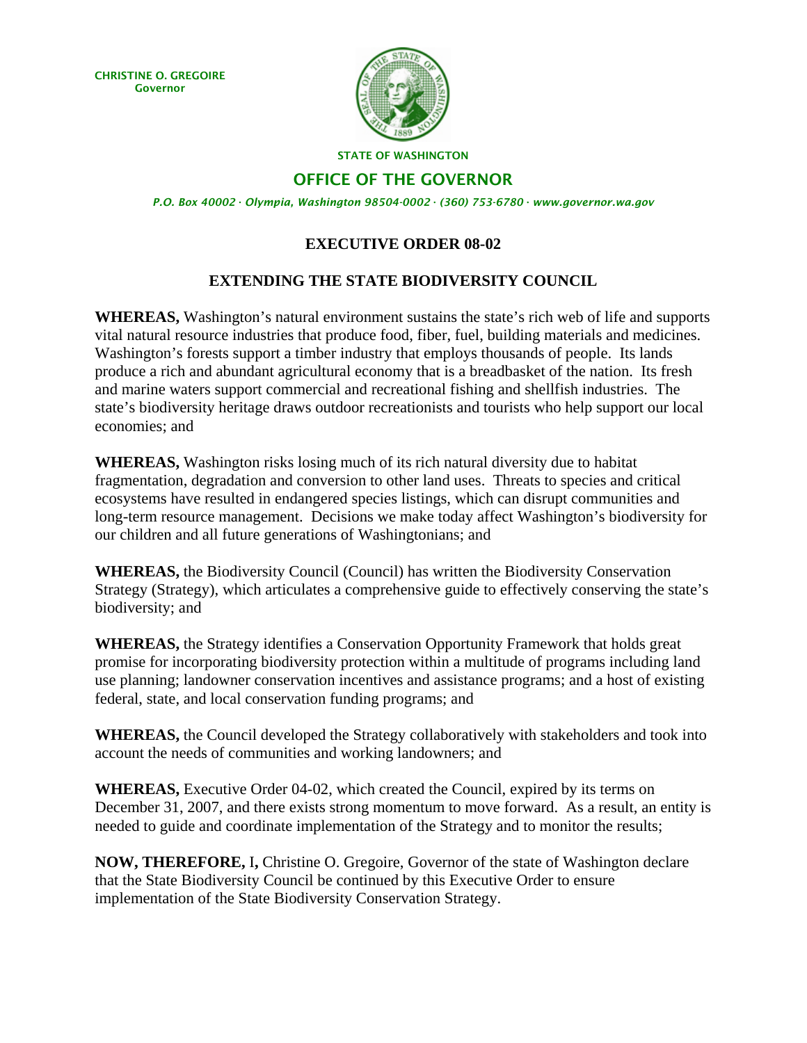**CHRISTINE O. GREGOIRE**
**Governor**

STATE OF WASHINGTON

## OFFICE OF THE GOVERNOR

*P.O. Box 40002 · Olympia, Washington 98504-0002 · (360) 753-6780 · www.governor.wa.gov*

# EXECUTIVE ORDER 08-02

## EXTENDING THE STATE BIODIVERSITY COUNCIL

**WHEREAS,** Washington's natural environment sustains the state's rich web of life and supports vital natural resource industries that produce food, fiber, fuel, building materials and medicines. Washington's forests support a timber industry that employs thousands of people. Its lands produce a rich and abundant agricultural economy that is a breadbasket of the nation. Its fresh and marine waters support commercial and recreational fishing and shellfish industries. The state's biodiversity heritage draws outdoor recreationists and tourists who help support our local economies; and

**WHEREAS,** Washington risks losing much of its rich natural diversity due to habitat fragmentation, degradation and conversion to other land uses. Threats to species and critical ecosystems have resulted in endangered species listings, which can disrupt communities and long-term resource management. Decisions we make today affect Washington's biodiversity for our children and all future generations of Washingtonians; and

**WHEREAS,** the Biodiversity Council (Council) has written the Biodiversity Conservation Strategy (Strategy), which articulates a comprehensive guide to effectively conserving the state's biodiversity; and

**WHEREAS,** the Strategy identifies a Conservation Opportunity Framework that holds great promise for incorporating biodiversity protection within a multitude of programs including land use planning; landowner conservation incentives and assistance programs; and a host of existing federal, state, and local conservation funding programs; and

**WHEREAS,** the Council developed the Strategy collaboratively with stakeholders and took into account the needs of communities and working landowners; and

**WHEREAS,** Executive Order 04-02, which created the Council, expired by its terms on December 31, 2007, and there exists strong momentum to move forward. As a result, an entity is needed to guide and coordinate implementation of the Strategy and to monitor the results;

**NOW, THEREFORE,** I**,** Christine O. Gregoire, Governor of the state of Washington declare that the State Biodiversity Council be continued by this Executive Order to ensure implementation of the State Biodiversity Conservation Strategy.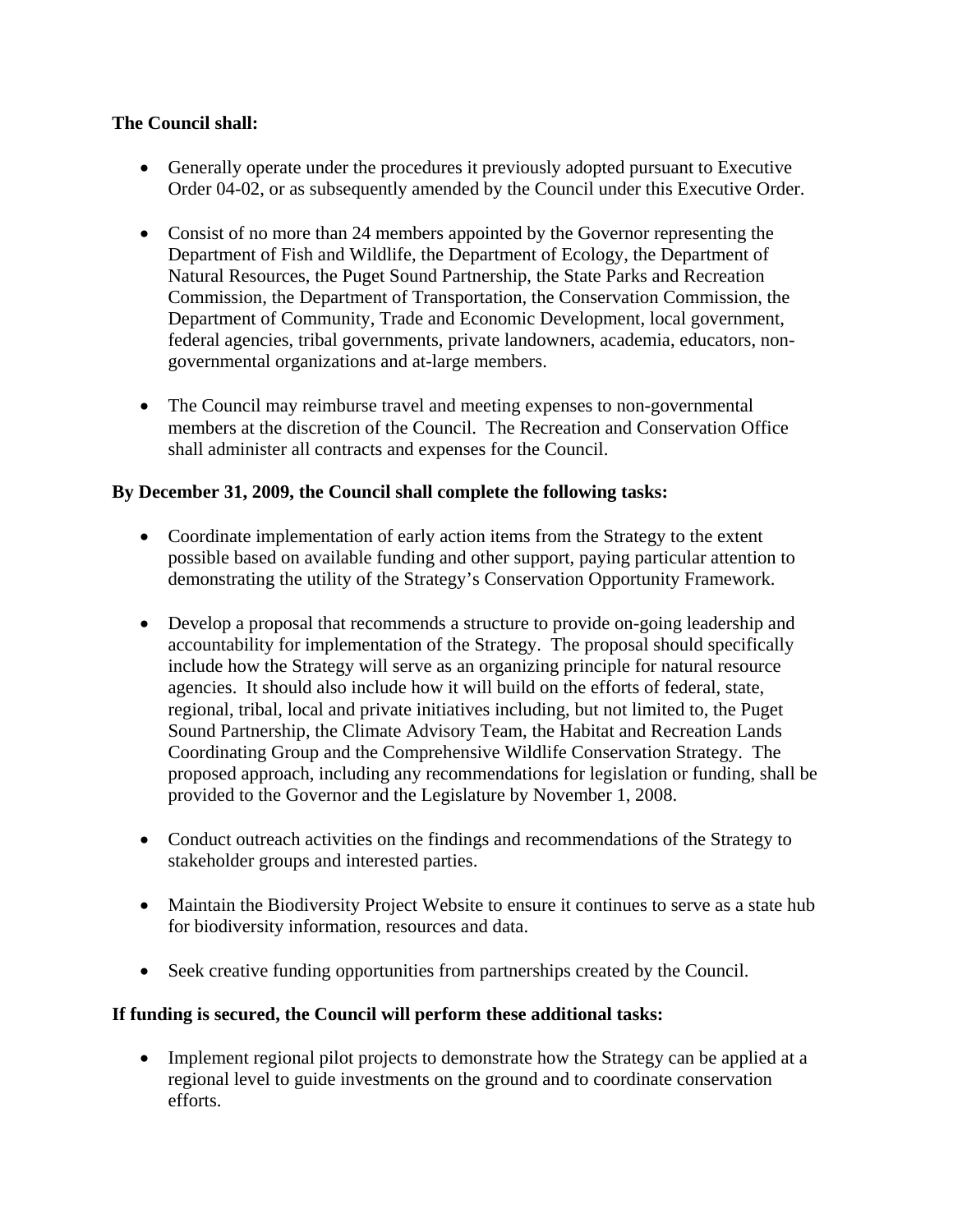**The Council shall:**

- Generally operate under the procedures it previously adopted pursuant to Executive Order 04-02, or as subsequently amended by the Council under this Executive Order.

- Consist of no more than 24 members appointed by the Governor representing the Department of Fish and Wildlife, the Department of Ecology, the Department of Natural Resources, the Puget Sound Partnership, the State Parks and Recreation Commission, the Department of Transportation, the Conservation Commission, the Department of Community, Trade and Economic Development, local government, federal agencies, tribal governments, private landowners, academia, educators, non-governmental organizations and at-large members.

- The Council may reimburse travel and meeting expenses to non-governmental members at the discretion of the Council. The Recreation and Conservation Office shall administer all contracts and expenses for the Council.

**By December 31, 2009, the Council shall complete the following tasks:**

- Coordinate implementation of early action items from the Strategy to the extent possible based on available funding and other support, paying particular attention to demonstrating the utility of the Strategy's Conservation Opportunity Framework.

- Develop a proposal that recommends a structure to provide on-going leadership and accountability for implementation of the Strategy. The proposal should specifically include how the Strategy will serve as an organizing principle for natural resource agencies. It should also include how it will build on the efforts of federal, state, regional, tribal, local and private initiatives including, but not limited to, the Puget Sound Partnership, the Climate Advisory Team, the Habitat and Recreation Lands Coordinating Group and the Comprehensive Wildlife Conservation Strategy. The proposed approach, including any recommendations for legislation or funding, shall be provided to the Governor and the Legislature by November 1, 2008.

- Conduct outreach activities on the findings and recommendations of the Strategy to stakeholder groups and interested parties.

- Maintain the Biodiversity Project Website to ensure it continues to serve as a state hub for biodiversity information, resources and data.

- Seek creative funding opportunities from partnerships created by the Council.

**If funding is secured, the Council will perform these additional tasks:**

- Implement regional pilot projects to demonstrate how the Strategy can be applied at a regional level to guide investments on the ground and to coordinate conservation efforts.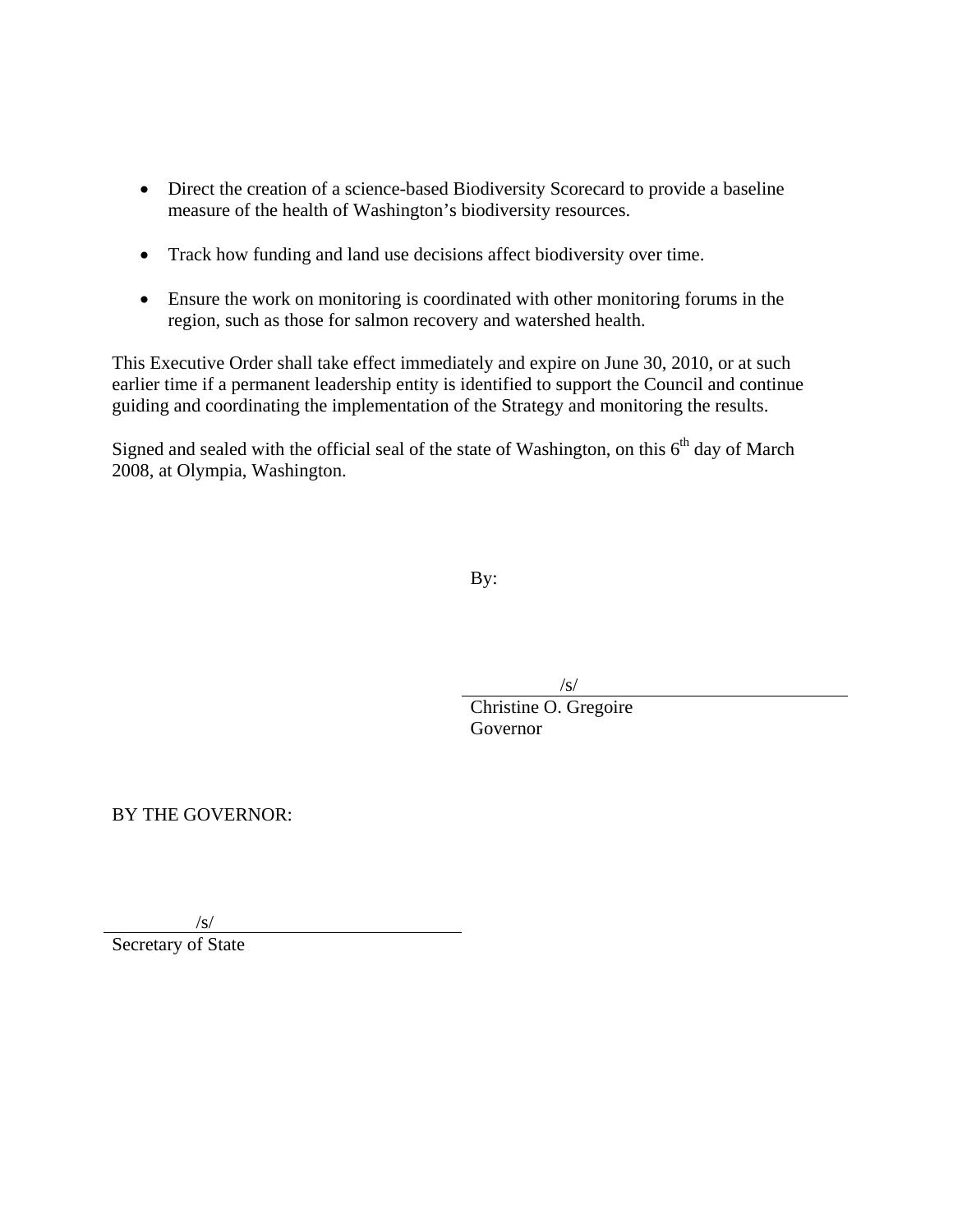- Direct the creation of a science-based Biodiversity Scorecard to provide a baseline measure of the health of Washington's biodiversity resources.

- Track how funding and land use decisions affect biodiversity over time.

- Ensure the work on monitoring is coordinated with other monitoring forums in the region, such as those for salmon recovery and watershed health.

This Executive Order shall take effect immediately and expire on June 30, 2010, or at such earlier time if a permanent leadership entity is identified to support the Council and continue guiding and coordinating the implementation of the Strategy and monitoring the results.

Signed and sealed with the official seal of the state of Washington, on this 6th day of March 2008, at Olympia, Washington.

By:

/s/
Christine O. Gregoire
Governor

BY THE GOVERNOR:

/s/
Secretary of State